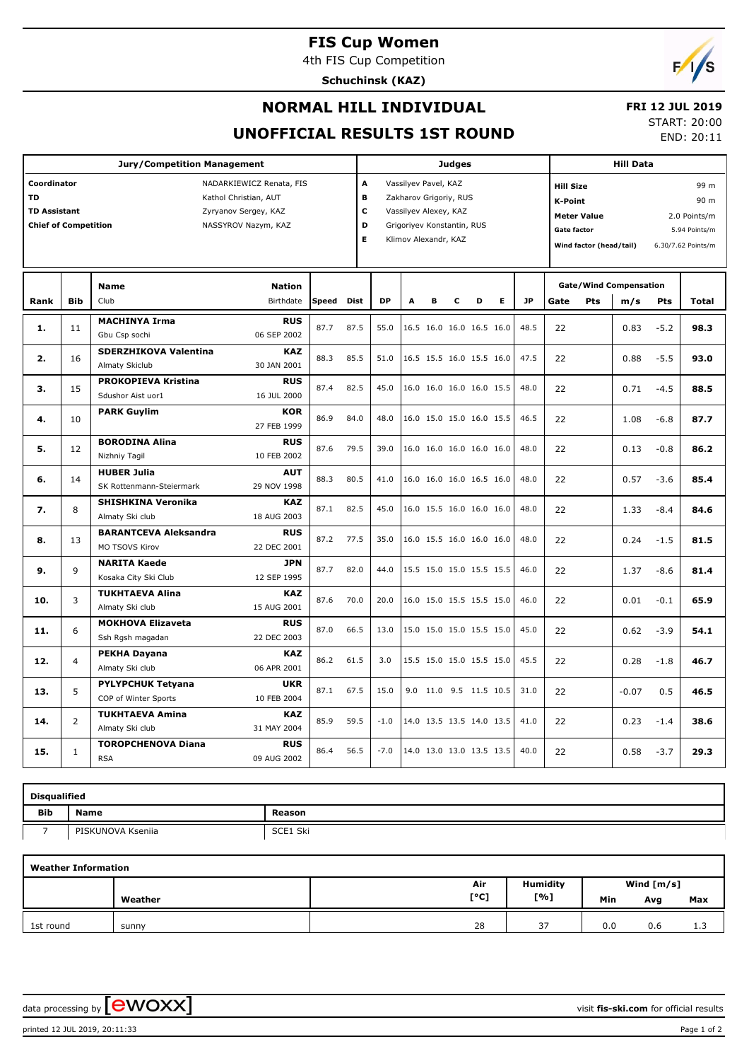# FIS Cup Women

4th FIS Cup Competition

**Schuchinsk (KAZ)**

## NORMAL HILL INDIVIDUAL

## UNOFFICIAL RESULTS 1ST ROUND

**FRI 12 JUL 2019**

START: 20:00

END: 20:11

| Jury/Competition Management | | Judges | | Hill Data | |
|---|---|---|---|---|---|
| Coordinator | NADARKIEWICZ Renata, FIS | A | Vassilyev Pavel, KAZ | Hill Size | 99 m |
| TD | Kathol Christian, AUT | B | Zakharov Grigoriy, RUS | K-Point | 90 m |
| TD Assistant | Zyryanov Sergey, KAZ | C | Vassilyev Alexey, KAZ | Meter Value | 2.0 Points/m |
| Chief of Competition | NASSYROV Nazym, KAZ | D | Grigoriyev Konstantin, RUS | Gate factor | 5.94 Points/m |
| | | E | Klimov Alexandr, KAZ | Wind factor (head/tail) | 6.30/7.62 Points/m |

| Rank | Bib | Name / Club | Nation / Birthdate | Speed | Dist | DP | A | B | C | D | E | JP | Gate | Pts | m/s | Pts | Total |
|---|---|---|---|---|---|---|---|---|---|---|---|---|---|---|---|---|---|
| 1. | 11 | **MACHINYA Irma** Gbu Csp sochi | **RUS** 06 SEP 2002 | 87.7 | 87.5 | 55.0 | 16.5 | 16.0 | 16.0 | 16.5 | 16.0 | 48.5 | 22 | | 0.83 | -5.2 | **98.3** |
| 2. | 16 | **SDERZHIKOVA Valentina** Almaty Skiclub | **KAZ** 30 JAN 2001 | 88.3 | 85.5 | 51.0 | 16.5 | 15.5 | 16.0 | 15.5 | 16.0 | 47.5 | 22 | | 0.88 | -5.5 | **93.0** |
| 3. | 15 | **PROKOPIEVA Kristina** Sdushor Aist uor1 | **RUS** 16 JUL 2000 | 87.4 | 82.5 | 45.0 | 16.0 | 16.0 | 16.0 | 16.0 | 15.5 | 48.0 | 22 | | 0.71 | -4.5 | **88.5** |
| 4. | 10 | **PARK Guylim** | **KOR** 27 FEB 1999 | 86.9 | 84.0 | 48.0 | 16.0 | 15.0 | 15.0 | 16.0 | 15.5 | 46.5 | 22 | | 1.08 | -6.8 | **87.7** |
| 5. | 12 | **BORODINA Alina** Nizhniy Tagil | **RUS** 10 FEB 2002 | 87.6 | 79.5 | 39.0 | 16.0 | 16.0 | 16.0 | 16.0 | 16.0 | 48.0 | 22 | | 0.13 | -0.8 | **86.2** |
| 6. | 14 | **HUBER Julia** SK Rottenmann-Steiermark | **AUT** 29 NOV 1998 | 88.3 | 80.5 | 41.0 | 16.0 | 16.0 | 16.0 | 16.5 | 16.0 | 48.0 | 22 | | 0.57 | -3.6 | **85.4** |
| 7. | 8 | **SHISHKINA Veronika** Almaty Ski club | **KAZ** 18 AUG 2003 | 87.1 | 82.5 | 45.0 | 16.0 | 15.5 | 16.0 | 16.0 | 16.0 | 48.0 | 22 | | 1.33 | -8.4 | **84.6** |
| 8. | 13 | **BARANTCEVA Aleksandra** MO TSOVS Kirov | **RUS** 22 DEC 2001 | 87.2 | 77.5 | 35.0 | 16.0 | 15.5 | 16.0 | 16.0 | 16.0 | 48.0 | 22 | | 0.24 | -1.5 | **81.5** |
| 9. | 9 | **NARITA Kaede** Kosaka City Ski Club | **JPN** 12 SEP 1995 | 87.7 | 82.0 | 44.0 | 15.5 | 15.0 | 15.0 | 15.5 | 15.5 | 46.0 | 22 | | 1.37 | -8.6 | **81.4** |
| 10. | 3 | **TUKHTAEVA Alina** Almaty Ski club | **KAZ** 15 AUG 2001 | 87.6 | 70.0 | 20.0 | 16.0 | 15.0 | 15.5 | 15.5 | 15.0 | 46.0 | 22 | | 0.01 | -0.1 | **65.9** |
| 11. | 6 | **MOKHOVA Elizaveta** Ssh Rgsh magadan | **RUS** 22 DEC 2003 | 87.0 | 66.5 | 13.0 | 15.0 | 15.0 | 15.0 | 15.5 | 15.0 | 45.0 | 22 | | 0.62 | -3.9 | **54.1** |
| 12. | 4 | **PEKHA Dayana** Almaty Ski club | **KAZ** 06 APR 2001 | 86.2 | 61.5 | 3.0 | 15.5 | 15.0 | 15.0 | 15.5 | 15.0 | 45.5 | 22 | | 0.28 | -1.8 | **46.7** |
| 13. | 5 | **PYLYPCHUK Tetyana** COP of Winter Sports | **UKR** 10 FEB 2004 | 87.1 | 67.5 | 15.0 | 9.0 | 11.0 | 9.5 | 11.5 | 10.5 | 31.0 | 22 | | -0.07 | 0.5 | **46.5** |
| 14. | 2 | **TUKHTAEVA Amina** Almaty Ski club | **KAZ** 31 MAY 2004 | 85.9 | 59.5 | -1.0 | 14.0 | 13.5 | 13.5 | 14.0 | 13.5 | 41.0 | 22 | | 0.23 | -1.4 | **38.6** |
| 15. | 1 | **TOROPCHENOVA Diana** RSA | **RUS** 09 AUG 2002 | 86.4 | 56.5 | -7.0 | 14.0 | 13.0 | 13.0 | 13.5 | 13.5 | 40.0 | 22 | | 0.58 | -3.7 | **29.3** |

**Disqualified**

| Bib | Name | Reason |
|---|---|---|
| 7 | PISKUNOVA Ksenija | SCE1 Ski |

**Weather Information**

| | Weather | Air [°C] | Humidity [%] | Wind [m/s] Min | Avg | Max |
|---|---|---|---|---|---|---|
| 1st round | sunny | 28 | 37 | 0.0 | 0.6 | 1.3 |

data processing by ewoxx — visit **fis-ski.com** for official results

printed 12 JUL 2019, 20:11:33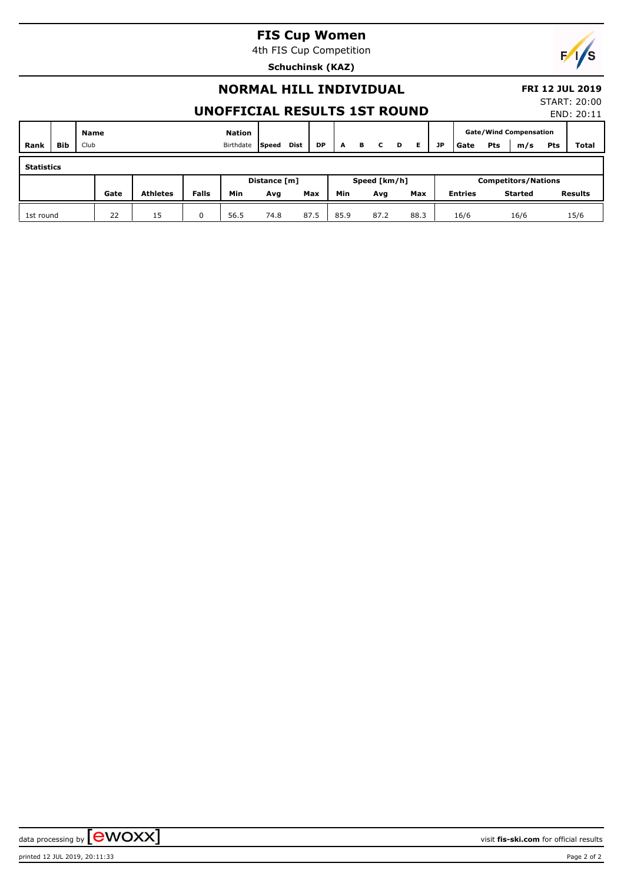# FIS Cup Women

4th FIS Cup Competition

**Schuchinsk (KAZ)**

## NORMAL HILL INDIVIDUAL

**FRI 12 JUL 2019**

START: 20:00

END: 20:11

## UNOFFICIAL RESULTS 1ST ROUND

| Rank | Bib | Name / Club | Nation / Birthdate | Speed | Dist | DP | A | B | C | D | E | JP | Gate | Pts | m/s | Pts | Total |
|---|---|---|---|---|---|---|---|---|---|---|---|---|---|---|---|---|---|

**Statistics**

| | Gate | Athletes | Falls | Distance [m] | | | Speed [km/h] | | | Competitors/Nations | | |
|---|---|---|---|---|---|---|---|---|---|---|---|---|
| | | | | Min | Avg | Max | Min | Avg | Max | Entries | Started | Results |
| 1st round | 22 | 15 | 0 | 56.5 | 74.8 | 87.5 | 85.9 | 87.2 | 88.3 | 16/6 | 16/6 | 15/6 |

data processing by [ewoxx] visit **fis-ski.com** for official results

printed 12 JUL 2019, 20:11:33